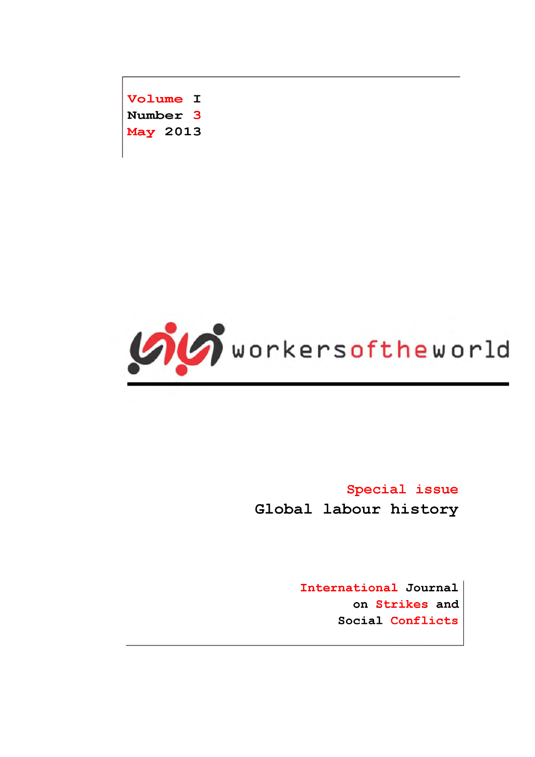Volume I
Number 3
May 2013

# workersoftheworld

## Special issue
## Global labour history

International Journal on Strikes and Social Conflicts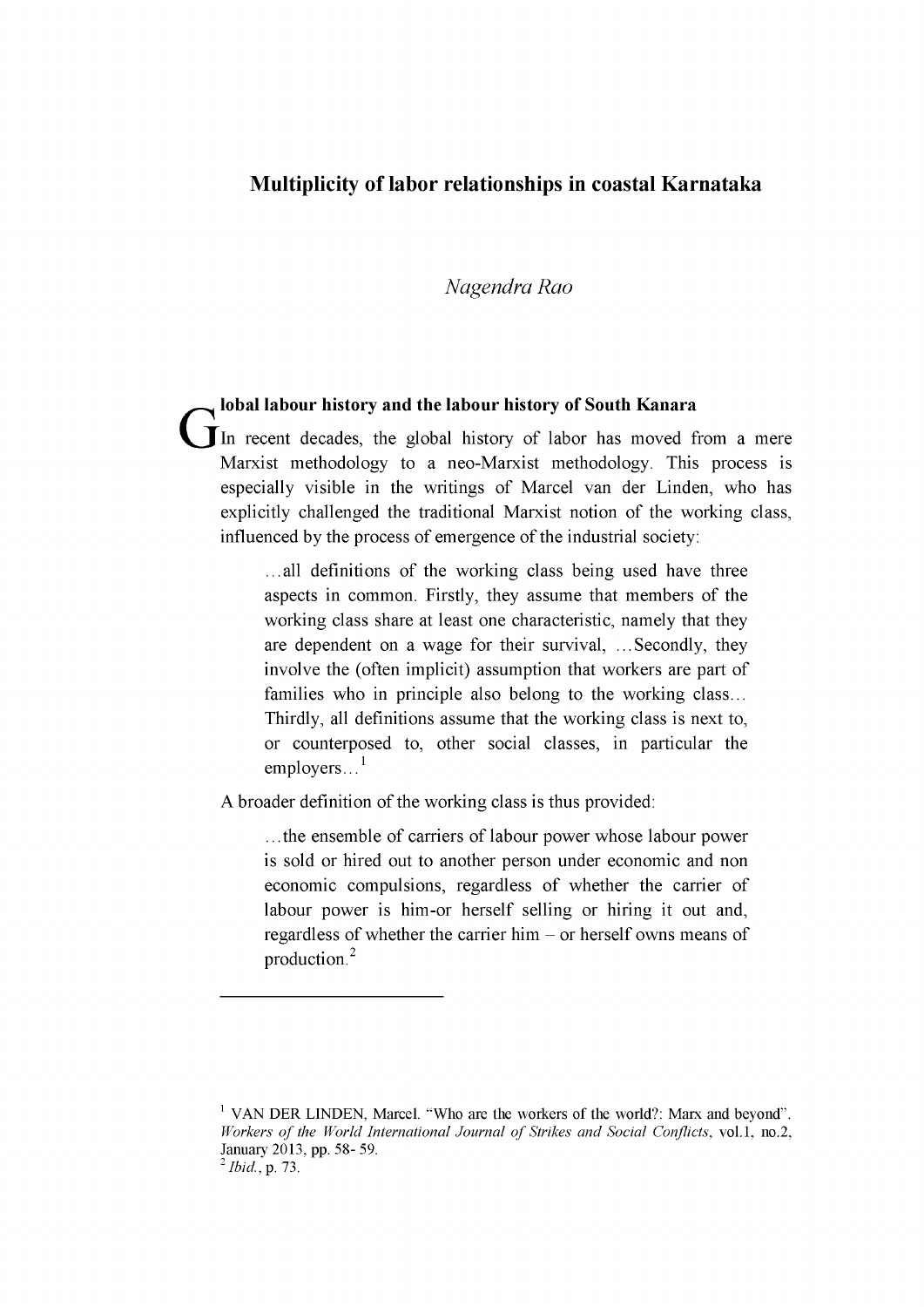# Multiplicity of labor relationships in coastal Karnataka

*Nagendra Rao*

## Global labour history and the labour history of South Kanara

In recent decades, the global history of labor has moved from a mere Marxist methodology to a neo-Marxist methodology. This process is especially visible in the writings of Marcel van der Linden, who has explicitly challenged the traditional Marxist notion of the working class, influenced by the process of emergence of the industrial society:

> …all definitions of the working class being used have three aspects in common. Firstly, they assume that members of the working class share at least one characteristic, namely that they are dependent on a wage for their survival, …Secondly, they involve the (often implicit) assumption that workers are part of families who in principle also belong to the working class… Thirdly, all definitions assume that the working class is next to, or counterposed to, other social classes, in particular the employers…[1]

A broader definition of the working class is thus provided:

> …the ensemble of carriers of labour power whose labour power is sold or hired out to another person under economic and non economic compulsions, regardless of whether the carrier of labour power is him-or herself selling or hiring it out and, regardless of whether the carrier him – or herself owns means of production.[2]

---

[1] VAN DER LINDEN, Marcel. "Who are the workers of the world?: Marx and beyond". *Workers of the World International Journal of Strikes and Social Conflicts*, vol.1, no.2, January 2013, pp. 58- 59.

[2] *Ibid.*, p. 73.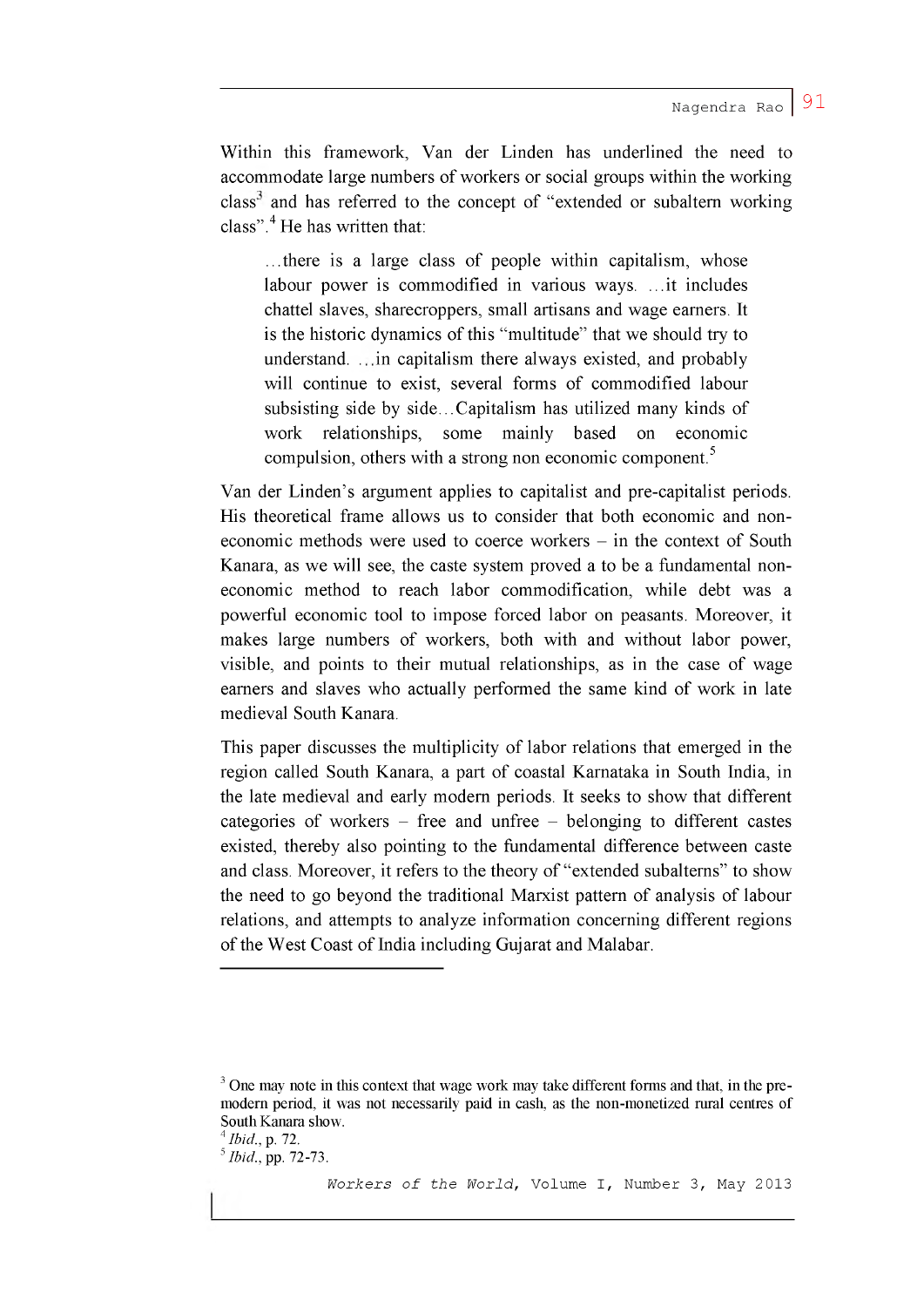Within this framework, Van der Linden has underlined the need to accommodate large numbers of workers or social groups within the working class[3] and has referred to the concept of "extended or subaltern working class".[4] He has written that:

> …there is a large class of people within capitalism, whose labour power is commodified in various ways. …it includes chattel slaves, sharecroppers, small artisans and wage earners. It is the historic dynamics of this "multitude" that we should try to understand. …in capitalism there always existed, and probably will continue to exist, several forms of commodified labour subsisting side by side…Capitalism has utilized many kinds of work relationships, some mainly based on economic compulsion, others with a strong non economic component.[5]

Van der Linden's argument applies to capitalist and pre-capitalist periods. His theoretical frame allows us to consider that both economic and non-economic methods were used to coerce workers – in the context of South Kanara, as we will see, the caste system proved a to be a fundamental non-economic method to reach labor commodification, while debt was a powerful economic tool to impose forced labor on peasants. Moreover, it makes large numbers of workers, both with and without labor power, visible, and points to their mutual relationships, as in the case of wage earners and slaves who actually performed the same kind of work in late medieval South Kanara.

This paper discusses the multiplicity of labor relations that emerged in the region called South Kanara, a part of coastal Karnataka in South India, in the late medieval and early modern periods. It seeks to show that different categories of workers – free and unfree – belonging to different castes existed, thereby also pointing to the fundamental difference between caste and class. Moreover, it refers to the theory of "extended subalterns" to show the need to go beyond the traditional Marxist pattern of analysis of labour relations, and attempts to analyze information concerning different regions of the West Coast of India including Gujarat and Malabar.

---

[3] One may note in this context that wage work may take different forms and that, in the pre-modern period, it was not necessarily paid in cash, as the non-monetized rural centres of South Kanara show.

[4] *Ibid.*, p. 72.

[5] *Ibid.*, pp. 72-73.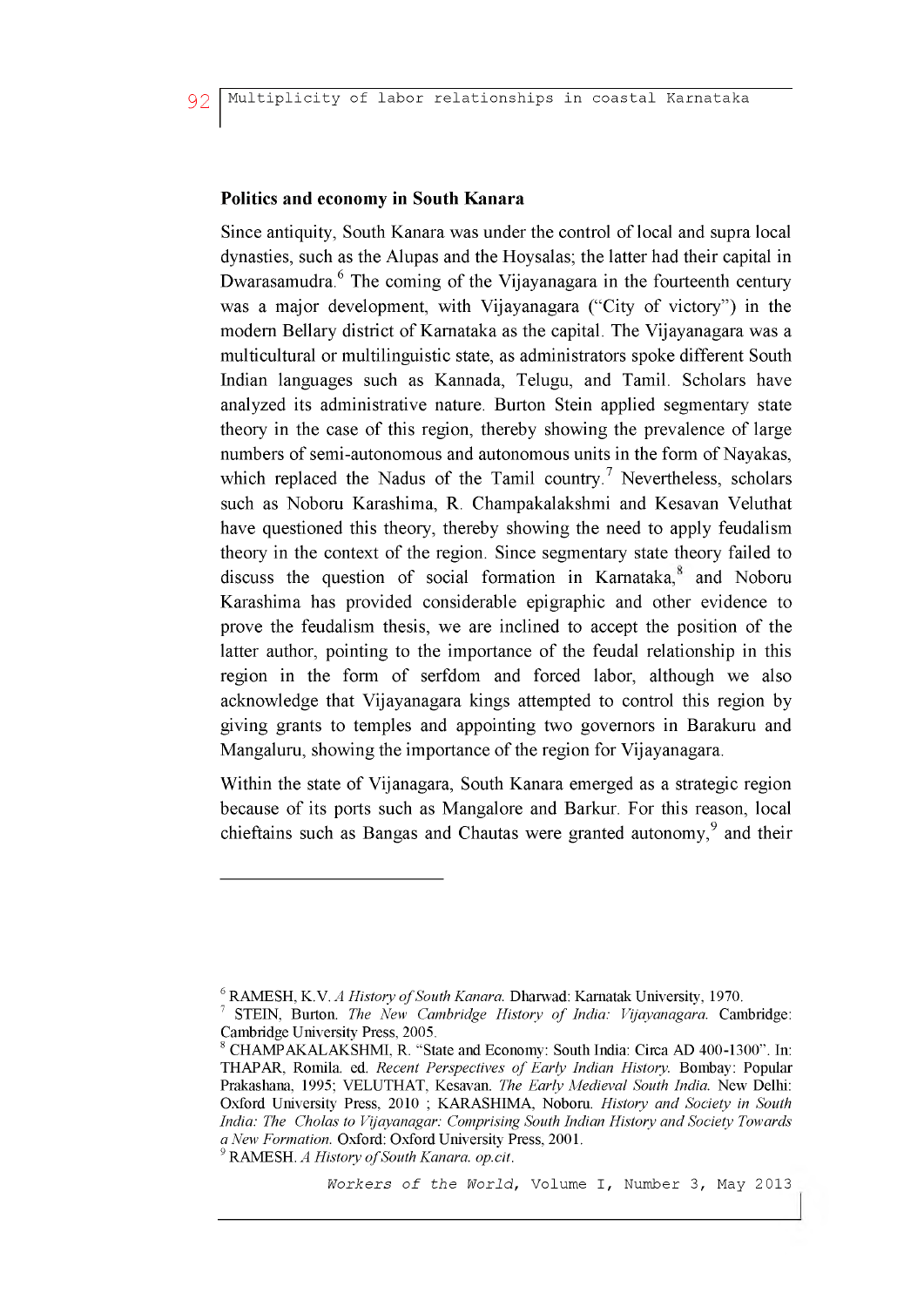### Politics and economy in South Kanara

Since antiquity, South Kanara was under the control of local and supra local dynasties, such as the Alupas and the Hoysalas; the latter had their capital in Dwarasamudra.[6] The coming of the Vijayanagara in the fourteenth century was a major development, with Vijayanagara ("City of victory") in the modern Bellary district of Karnataka as the capital. The Vijayanagara was a multicultural or multilinguistic state, as administrators spoke different South Indian languages such as Kannada, Telugu, and Tamil. Scholars have analyzed its administrative nature. Burton Stein applied segmentary state theory in the case of this region, thereby showing the prevalence of large numbers of semi-autonomous and autonomous units in the form of Nayakas, which replaced the Nadus of the Tamil country.[7] Nevertheless, scholars such as Noboru Karashima, R. Champakalakshmi and Kesavan Veluthat have questioned this theory, thereby showing the need to apply feudalism theory in the context of the region. Since segmentary state theory failed to discuss the question of social formation in Karnataka,[8] and Noboru Karashima has provided considerable epigraphic and other evidence to prove the feudalism thesis, we are inclined to accept the position of the latter author, pointing to the importance of the feudal relationship in this region in the form of serfdom and forced labor, although we also acknowledge that Vijayanagara kings attempted to control this region by giving grants to temples and appointing two governors in Barakuru and Mangaluru, showing the importance of the region for Vijayanagara.

Within the state of Vijanagara, South Kanara emerged as a strategic region because of its ports such as Mangalore and Barkur. For this reason, local chieftains such as Bangas and Chautas were granted autonomy,[9] and their

---

[6] RAMESH, K.V. *A History of South Kanara.* Dharwad: Karnatak University, 1970.

[7] STEIN, Burton. *The New Cambridge History of India: Vijayanagara.* Cambridge: Cambridge University Press, 2005.

[8] CHAMPAKALAKSHMI, R. "State and Economy: South India: Circa AD 400-1300". In: THAPAR, Romila. ed. *Recent Perspectives of Early Indian History.* Bombay: Popular Prakashana, 1995; VELUTHAT, Kesavan. *The Early Medieval South India.* New Delhi: Oxford University Press, 2010 ; KARASHIMA, Noboru. *History and Society in South India: The Cholas to Vijayanagar: Comprising South Indian History and Society Towards a New Formation.* Oxford: Oxford University Press, 2001.

[9] RAMESH. *A History of South Kanara. op.cit.*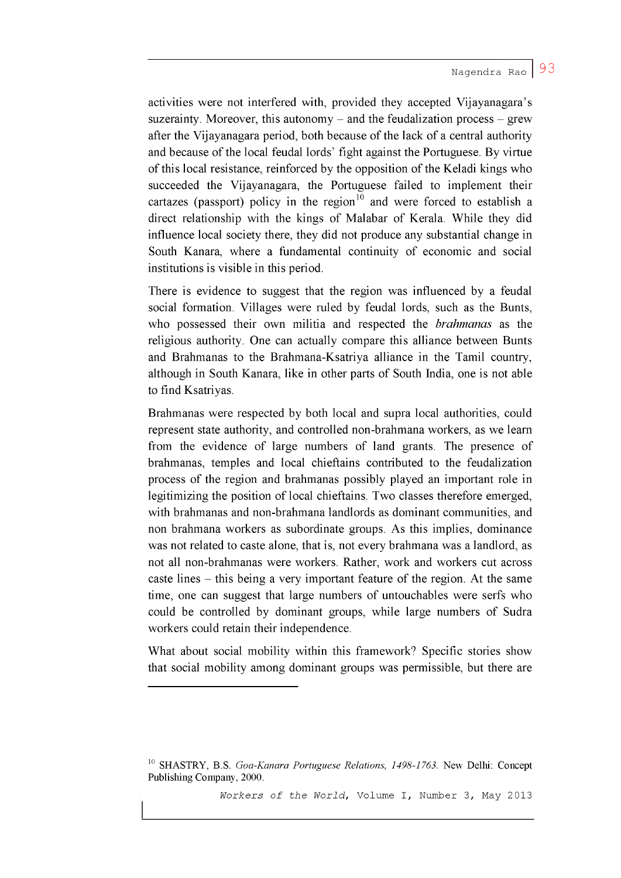activities were not interfered with, provided they accepted Vijayanagara's suzerainty. Moreover, this autonomy – and the feudalization process – grew after the Vijayanagara period, both because of the lack of a central authority and because of the local feudal lords' fight against the Portuguese. By virtue of this local resistance, reinforced by the opposition of the Keladi kings who succeeded the Vijayanagara, the Portuguese failed to implement their cartazes (passport) policy in the region[10] and were forced to establish a direct relationship with the kings of Malabar of Kerala. While they did influence local society there, they did not produce any substantial change in South Kanara, where a fundamental continuity of economic and social institutions is visible in this period.

There is evidence to suggest that the region was influenced by a feudal social formation. Villages were ruled by feudal lords, such as the Bunts, who possessed their own militia and respected the *brahmanas* as the religious authority. One can actually compare this alliance between Bunts and Brahmanas to the Brahmana-Ksatriya alliance in the Tamil country, although in South Kanara, like in other parts of South India, one is not able to find Ksatriyas.

Brahmanas were respected by both local and supra local authorities, could represent state authority, and controlled non-brahmana workers, as we learn from the evidence of large numbers of land grants. The presence of brahmanas, temples and local chieftains contributed to the feudalization process of the region and brahmanas possibly played an important role in legitimizing the position of local chieftains. Two classes therefore emerged, with brahmanas and non-brahmana landlords as dominant communities, and non brahmana workers as subordinate groups. As this implies, dominance was not related to caste alone, that is, not every brahmana was a landlord, as not all non-brahmanas were workers. Rather, work and workers cut across caste lines – this being a very important feature of the region. At the same time, one can suggest that large numbers of untouchables were serfs who could be controlled by dominant groups, while large numbers of Sudra workers could retain their independence.

What about social mobility within this framework? Specific stories show that social mobility among dominant groups was permissible, but there are

---

[10] SHASTRY, B.S. *Goa-Kanara Portuguese Relations, 1498-1763*. New Delhi: Concept Publishing Company, 2000.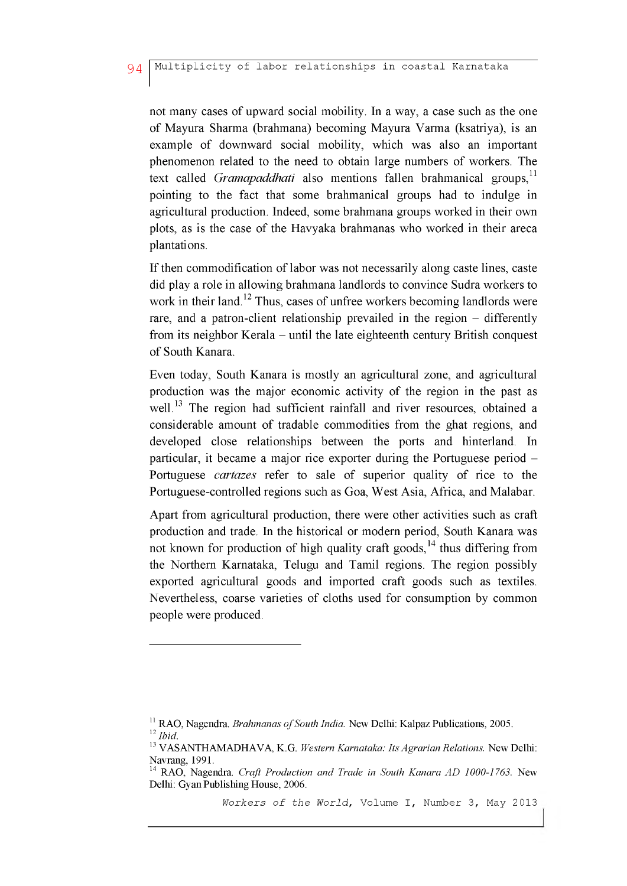not many cases of upward social mobility. In a way, a case such as the one of Mayura Sharma (brahmana) becoming Mayura Varma (ksatriya), is an example of downward social mobility, which was also an important phenomenon related to the need to obtain large numbers of workers. The text called *Gramapaddhati* also mentions fallen brahmanical groups,[11] pointing to the fact that some brahmanical groups had to indulge in agricultural production. Indeed, some brahmana groups worked in their own plots, as is the case of the Havyaka brahmanas who worked in their areca plantations.

If then commodification of labor was not necessarily along caste lines, caste did play a role in allowing brahmana landlords to convince Sudra workers to work in their land.[12] Thus, cases of unfree workers becoming landlords were rare, and a patron-client relationship prevailed in the region – differently from its neighbor Kerala – until the late eighteenth century British conquest of South Kanara.

Even today, South Kanara is mostly an agricultural zone, and agricultural production was the major economic activity of the region in the past as well.[13] The region had sufficient rainfall and river resources, obtained a considerable amount of tradable commodities from the ghat regions, and developed close relationships between the ports and hinterland. In particular, it became a major rice exporter during the Portuguese period – Portuguese *cartazes* refer to sale of superior quality of rice to the Portuguese-controlled regions such as Goa, West Asia, Africa, and Malabar.

Apart from agricultural production, there were other activities such as craft production and trade. In the historical or modern period, South Kanara was not known for production of high quality craft goods,[14] thus differing from the Northern Karnataka, Telugu and Tamil regions. The region possibly exported agricultural goods and imported craft goods such as textiles. Nevertheless, coarse varieties of cloths used for consumption by common people were produced.

---

[11] RAO, Nagendra. *Brahmanas of South India.* New Delhi: Kalpaz Publications, 2005.

[12] *Ibid.*

[13] VASANTHAMADHAVA, K.G. *Western Karnataka: Its Agrarian Relations.* New Delhi: Navrang, 1991.

[14] RAO, Nagendra. *Craft Production and Trade in South Kanara AD 1000-1763.* New Delhi: Gyan Publishing House, 2006.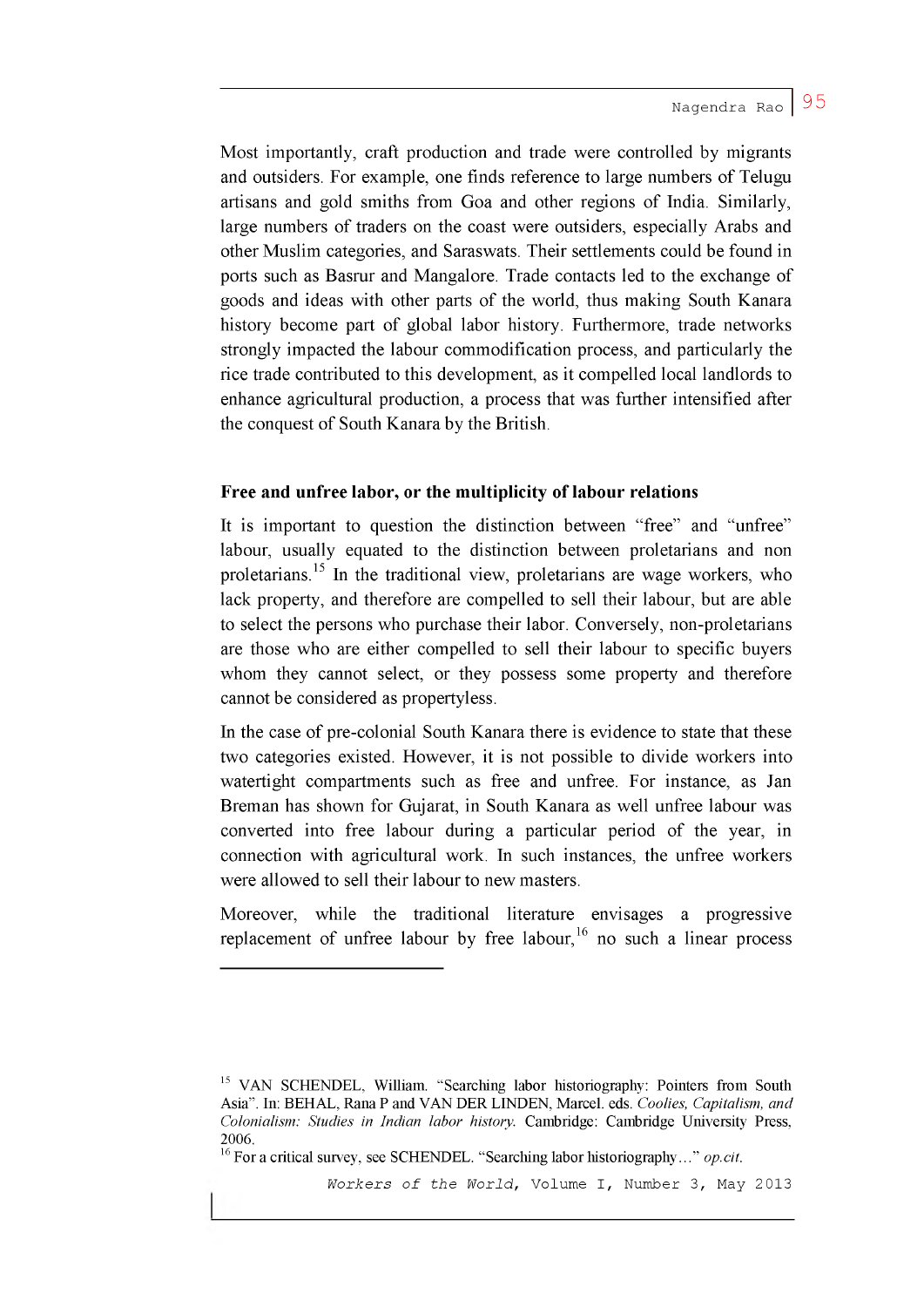Most importantly, craft production and trade were controlled by migrants and outsiders. For example, one finds reference to large numbers of Telugu artisans and gold smiths from Goa and other regions of India. Similarly, large numbers of traders on the coast were outsiders, especially Arabs and other Muslim categories, and Saraswats. Their settlements could be found in ports such as Basrur and Mangalore. Trade contacts led to the exchange of goods and ideas with other parts of the world, thus making South Kanara history become part of global labor history. Furthermore, trade networks strongly impacted the labour commodification process, and particularly the rice trade contributed to this development, as it compelled local landlords to enhance agricultural production, a process that was further intensified after the conquest of South Kanara by the British.

### Free and unfree labor, or the multiplicity of labour relations

It is important to question the distinction between "free" and "unfree" labour, usually equated to the distinction between proletarians and non proletarians.[15] In the traditional view, proletarians are wage workers, who lack property, and therefore are compelled to sell their labour, but are able to select the persons who purchase their labor. Conversely, non-proletarians are those who are either compelled to sell their labour to specific buyers whom they cannot select, or they possess some property and therefore cannot be considered as propertyless.

In the case of pre-colonial South Kanara there is evidence to state that these two categories existed. However, it is not possible to divide workers into watertight compartments such as free and unfree. For instance, as Jan Breman has shown for Gujarat, in South Kanara as well unfree labour was converted into free labour during a particular period of the year, in connection with agricultural work. In such instances, the unfree workers were allowed to sell their labour to new masters.

Moreover, while the traditional literature envisages a progressive replacement of unfree labour by free labour,[16] no such a linear process

---

[15] VAN SCHENDEL, William. "Searching labor historiography: Pointers from South Asia". In: BEHAL, Rana P and VAN DER LINDEN, Marcel. eds. *Coolies, Capitalism, and Colonialism: Studies in Indian labor history*. Cambridge: Cambridge University Press, 2006.

[16] For a critical survey, see SCHENDEL. "Searching labor historiography…" *op.cit.*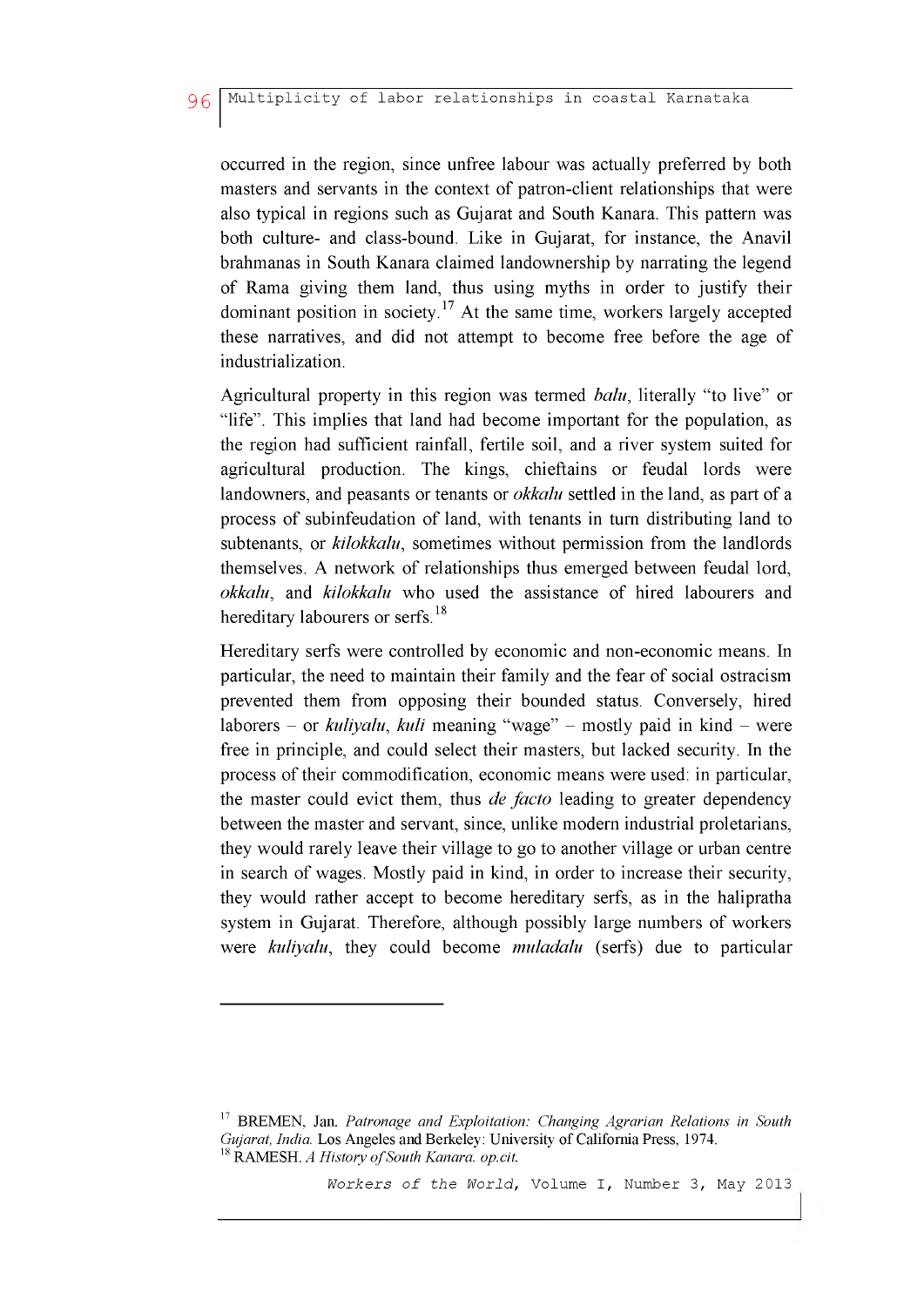occurred in the region, since unfree labour was actually preferred by both masters and servants in the context of patron-client relationships that were also typical in regions such as Gujarat and South Kanara. This pattern was both culture- and class-bound. Like in Gujarat, for instance, the Anavil brahmanas in South Kanara claimed landownership by narrating the legend of Rama giving them land, thus using myths in order to justify their dominant position in society.[17] At the same time, workers largely accepted these narratives, and did not attempt to become free before the age of industrialization.

Agricultural property in this region was termed *balu*, literally "to live" or "life". This implies that land had become important for the population, as the region had sufficient rainfall, fertile soil, and a river system suited for agricultural production. The kings, chieftains or feudal lords were landowners, and peasants or tenants or *okkalu* settled in the land, as part of a process of subinfeudation of land, with tenants in turn distributing land to subtenants, or *kilokkalu*, sometimes without permission from the landlords themselves. A network of relationships thus emerged between feudal lord, *okkalu*, and *kilokkalu* who used the assistance of hired labourers and hereditary labourers or serfs.[18]

Hereditary serfs were controlled by economic and non-economic means. In particular, the need to maintain their family and the fear of social ostracism prevented them from opposing their bounded status. Conversely, hired laborers – or *kuliyalu*, *kuli* meaning "wage" – mostly paid in kind – were free in principle, and could select their masters, but lacked security. In the process of their commodification, economic means were used: in particular, the master could evict them, thus *de facto* leading to greater dependency between the master and servant, since, unlike modern industrial proletarians, they would rarely leave their village to go to another village or urban centre in search of wages. Mostly paid in kind, in order to increase their security, they would rather accept to become hereditary serfs, as in the halipratha system in Gujarat. Therefore, although possibly large numbers of workers were *kuliyalu*, they could become *muladalu* (serfs) due to particular

---

[17] BREMEN, Jan. *Patronage and Exploitation: Changing Agrarian Relations in South Gujarat, India.* Los Angeles and Berkeley: University of California Press, 1974.

[18] RAMESH. *A History of South Kanara. op.cit.*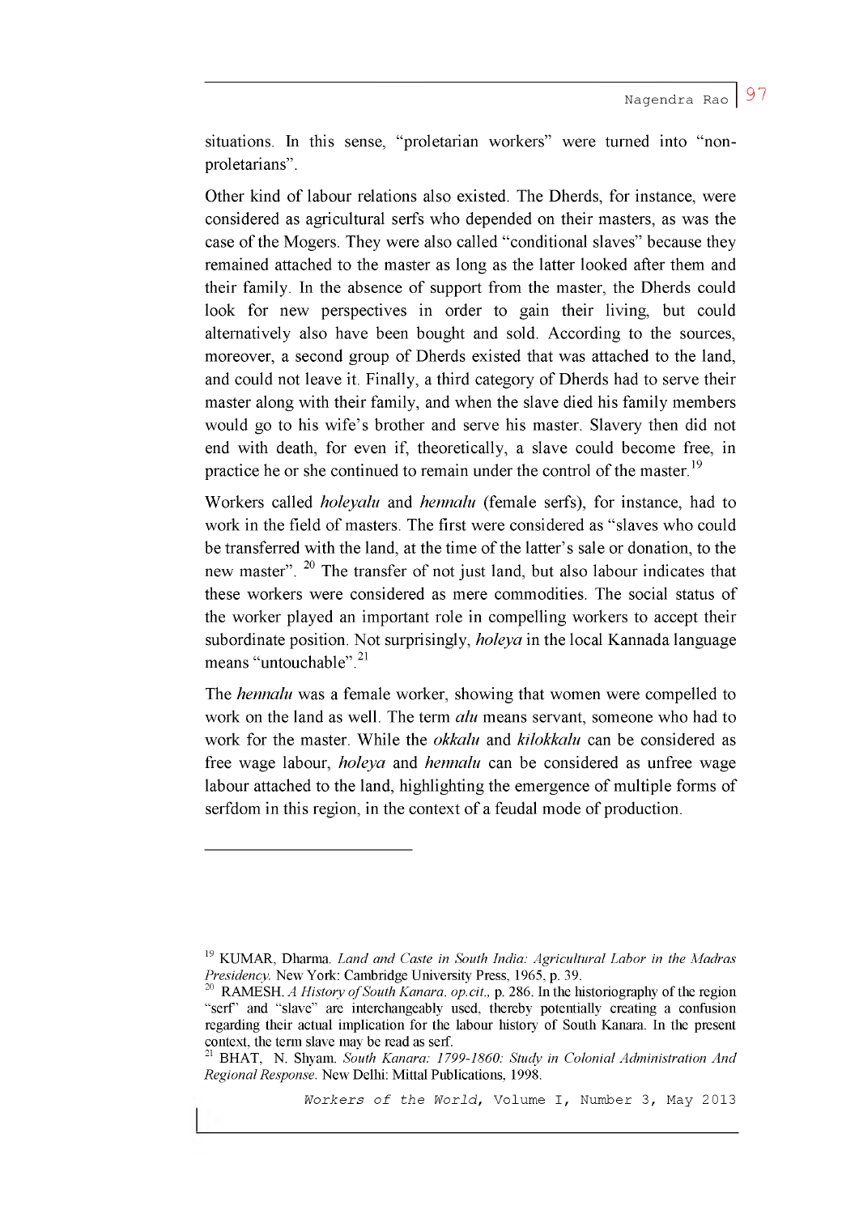situations. In this sense, "proletarian workers" were turned into "non-proletarians".

Other kind of labour relations also existed. The Dherds, for instance, were considered as agricultural serfs who depended on their masters, as was the case of the Mogers. They were also called "conditional slaves" because they remained attached to the master as long as the latter looked after them and their family. In the absence of support from the master, the Dherds could look for new perspectives in order to gain their living, but could alternatively also have been bought and sold. According to the sources, moreover, a second group of Dherds existed that was attached to the land, and could not leave it. Finally, a third category of Dherds had to serve their master along with their family, and when the slave died his family members would go to his wife's brother and serve his master. Slavery then did not end with death, for even if, theoretically, a slave could become free, in practice he or she continued to remain under the control of the master.[19]

Workers called *holeyalu* and *hennalu* (female serfs), for instance, had to work in the field of masters. The first were considered as "slaves who could be transferred with the land, at the time of the latter's sale or donation, to the new master".[20] The transfer of not just land, but also labour indicates that these workers were considered as mere commodities. The social status of the worker played an important role in compelling workers to accept their subordinate position. Not surprisingly, *holeya* in the local Kannada language means "untouchable".[21]

The *hennalu* was a female worker, showing that women were compelled to work on the land as well. The term *alu* means servant, someone who had to work for the master. While the *okkalu* and *kilokkalu* can be considered as free wage labour, *holeya* and *hennalu* can be considered as unfree wage labour attached to the land, highlighting the emergence of multiple forms of serfdom in this region, in the context of a feudal mode of production.

---

[19] KUMAR, Dharma. *Land and Caste in South India: Agricultural Labor in the Madras Presidency.* New York: Cambridge University Press, 1965, p. 39.

[20] RAMESH. *A History of South Kanara. op.cit.,* p. 286. In the historiography of the region "serf" and "slave" are interchangeably used, thereby potentially creating a confusion regarding their actual implication for the labour history of South Kanara. In the present context, the term slave may be read as serf.

[21] BHAT, N. Shyam. *South Kanara: 1799-1860: Study in Colonial Administration And Regional Response.* New Delhi: Mittal Publications, 1998.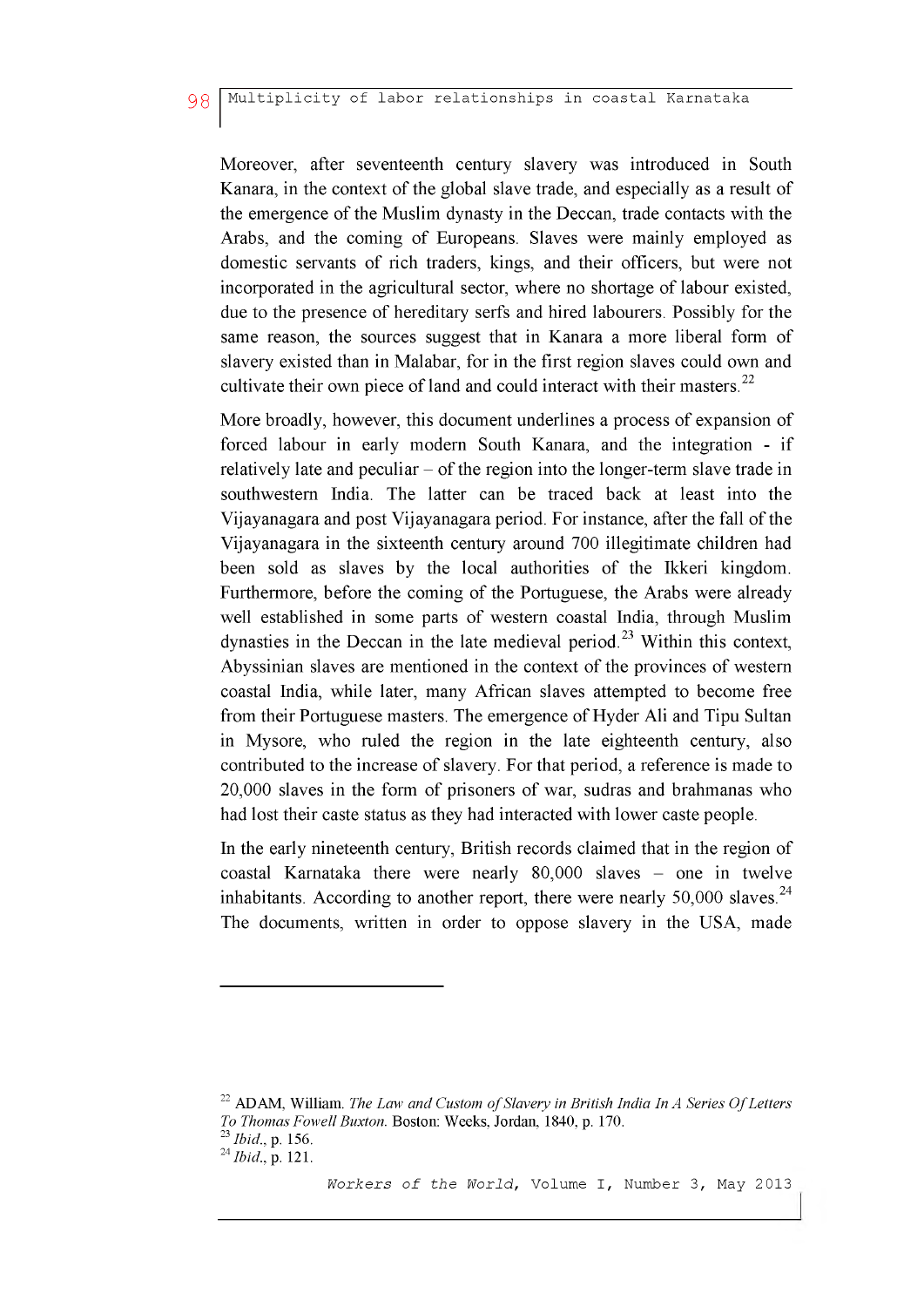Moreover, after seventeenth century slavery was introduced in South Kanara, in the context of the global slave trade, and especially as a result of the emergence of the Muslim dynasty in the Deccan, trade contacts with the Arabs, and the coming of Europeans. Slaves were mainly employed as domestic servants of rich traders, kings, and their officers, but were not incorporated in the agricultural sector, where no shortage of labour existed, due to the presence of hereditary serfs and hired labourers. Possibly for the same reason, the sources suggest that in Kanara a more liberal form of slavery existed than in Malabar, for in the first region slaves could own and cultivate their own piece of land and could interact with their masters.[22]

More broadly, however, this document underlines a process of expansion of forced labour in early modern South Kanara, and the integration - if relatively late and peculiar – of the region into the longer-term slave trade in southwestern India. The latter can be traced back at least into the Vijayanagara and post Vijayanagara period. For instance, after the fall of the Vijayanagara in the sixteenth century around 700 illegitimate children had been sold as slaves by the local authorities of the Ikkeri kingdom. Furthermore, before the coming of the Portuguese, the Arabs were already well established in some parts of western coastal India, through Muslim dynasties in the Deccan in the late medieval period.[23] Within this context, Abyssinian slaves are mentioned in the context of the provinces of western coastal India, while later, many African slaves attempted to become free from their Portuguese masters. The emergence of Hyder Ali and Tipu Sultan in Mysore, who ruled the region in the late eighteenth century, also contributed to the increase of slavery. For that period, a reference is made to 20,000 slaves in the form of prisoners of war, sudras and brahmanas who had lost their caste status as they had interacted with lower caste people.

In the early nineteenth century, British records claimed that in the region of coastal Karnataka there were nearly 80,000 slaves – one in twelve inhabitants. According to another report, there were nearly 50,000 slaves.[24] The documents, written in order to oppose slavery in the USA, made

---

[22] ADAM, William. *The Law and Custom of Slavery in British India In A Series Of Letters To Thomas Fowell Buxton.* Boston: Weeks, Jordan, 1840, p. 170.

[23] *Ibid.*, p. 156.

[24] *Ibid.*, p. 121.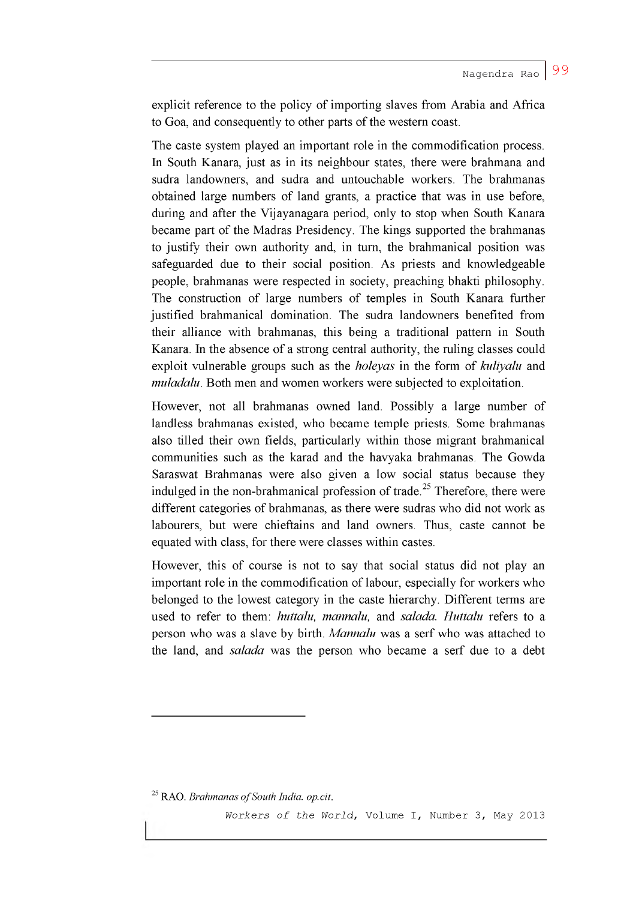explicit reference to the policy of importing slaves from Arabia and Africa to Goa, and consequently to other parts of the western coast.

The caste system played an important role in the commodification process. In South Kanara, just as in its neighbour states, there were brahmana and sudra landowners, and sudra and untouchable workers. The brahmanas obtained large numbers of land grants, a practice that was in use before, during and after the Vijayanagara period, only to stop when South Kanara became part of the Madras Presidency. The kings supported the brahmanas to justify their own authority and, in turn, the brahmanical position was safeguarded due to their social position. As priests and knowledgeable people, brahmanas were respected in society, preaching bhakti philosophy. The construction of large numbers of temples in South Kanara further justified brahmanical domination. The sudra landowners benefited from their alliance with brahmanas, this being a traditional pattern in South Kanara. In the absence of a strong central authority, the ruling classes could exploit vulnerable groups such as the *holeyas* in the form of *kuliyalu* and *muladalu*. Both men and women workers were subjected to exploitation.

However, not all brahmanas owned land. Possibly a large number of landless brahmanas existed, who became temple priests. Some brahmanas also tilled their own fields, particularly within those migrant brahmanical communities such as the karad and the havyaka brahmanas. The Gowda Saraswat Brahmanas were also given a low social status because they indulged in the non-brahmanical profession of trade.[25] Therefore, there were different categories of brahmanas, as there were sudras who did not work as labourers, but were chieftains and land owners. Thus, caste cannot be equated with class, for there were classes within castes.

However, this of course is not to say that social status did not play an important role in the commodification of labour, especially for workers who belonged to the lowest category in the caste hierarchy. Different terms are used to refer to them: *huttalu, mannalu,* and *salada. Huttalu* refers to a person who was a slave by birth. *Mannalu* was a serf who was attached to the land, and *salada* was the person who became a serf due to a debt

---

[25] RAO. *Brahmanas of South India. op.cit.*